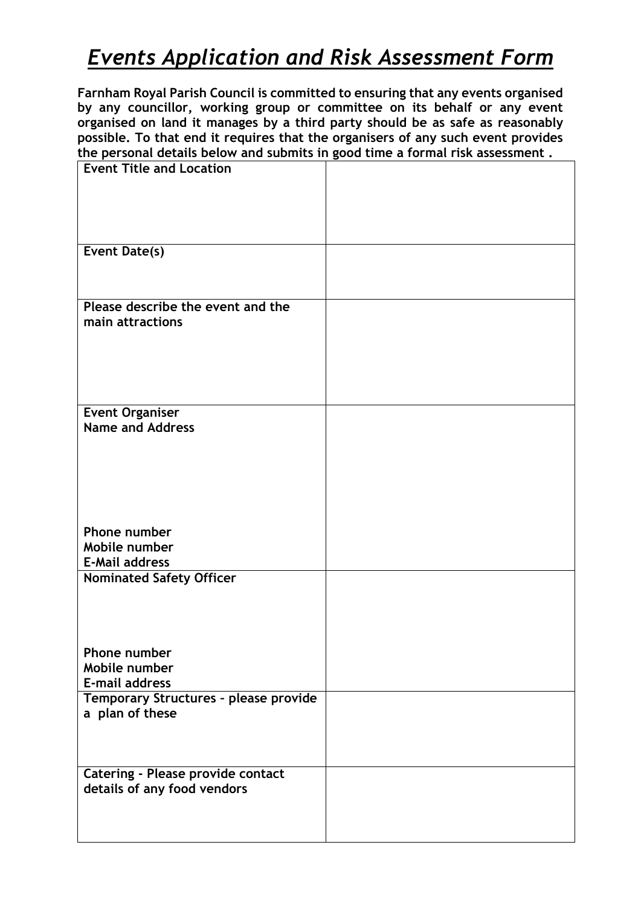# *Events Application and Risk Assessment Form*

**Farnham Royal Parish Council is committed to ensuring that any events organised by any councillor, working group or committee on its behalf or any event organised on land it manages by a third party should be as safe as reasonably possible. To that end it requires that the organisers of any such event provides the personal details below and submits in good time a formal risk assessment .**

| | |
|---|---|
| **Event Title and Location** | |
| **Event Date(s)** | |
| **Please describe the event and the main attractions** | |
| **Event Organiser**<br>**Name and Address**<br><br>**Phone number**<br>**Mobile number**<br>**E-Mail address** | |
| **Nominated Safety Officer**<br><br>**Phone number**<br>**Mobile number**<br>**E-mail address** | |
| **Temporary Structures – please provide a plan of these** | |
| **Catering - Please provide contact details of any food vendors** | |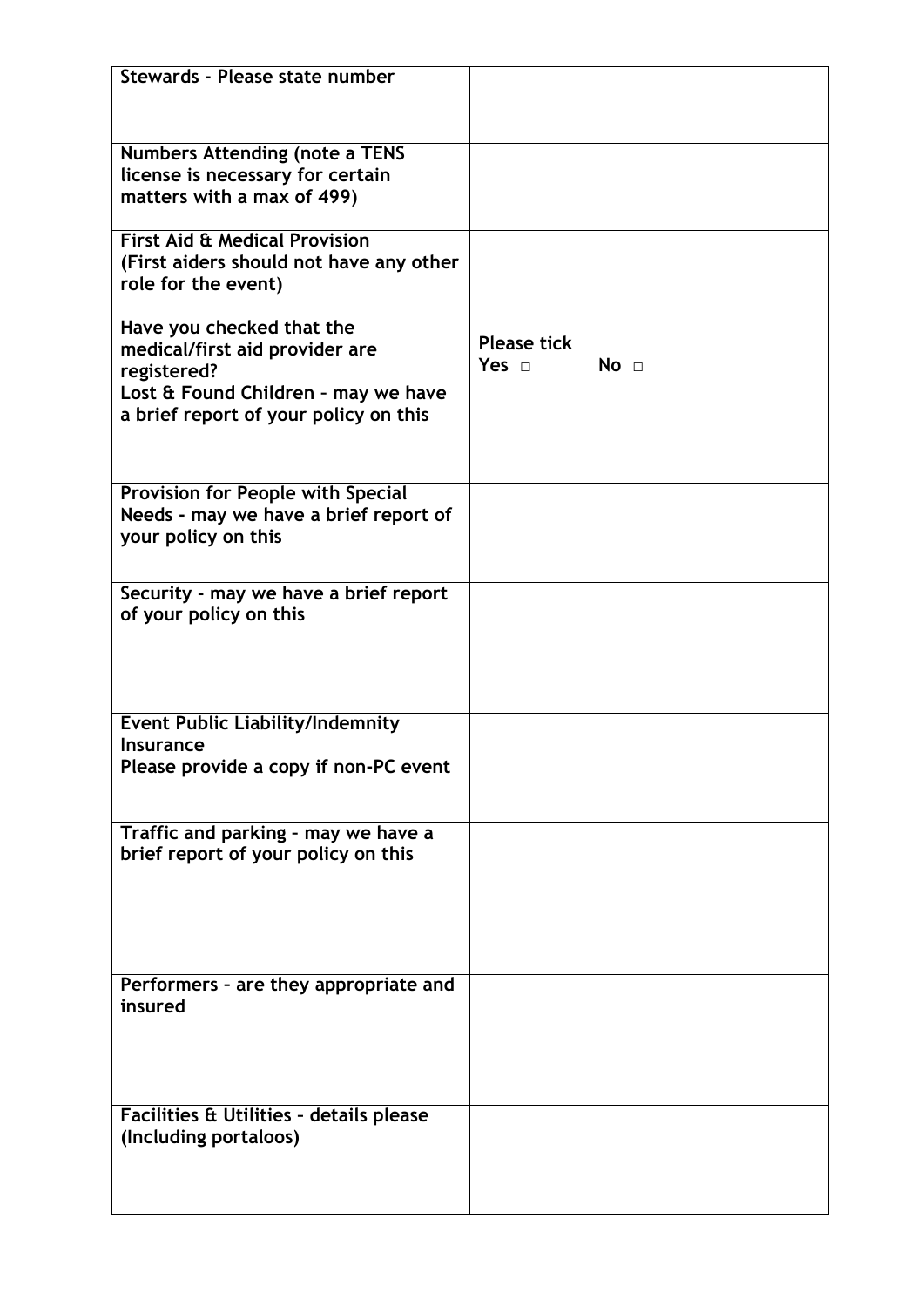| | |
|---|---|
| **Stewards - Please state number** | |
| **Numbers Attending (note a TENS license is necessary for certain matters with a max of 499)** | |
| **First Aid & Medical Provision (First aiders should not have any other role for the event)**<br><br>**Have you checked that the medical/first aid provider are registered?** | **Please tick**<br>**Yes □ No □** |
| **Lost & Found Children – may we have a brief report of your policy on this** | |
| **Provision for People with Special Needs - may we have a brief report of your policy on this** | |
| **Security - may we have a brief report of your policy on this** | |
| **Event Public Liability/Indemnity Insurance**<br>**Please provide a copy if non-PC event** | |
| **Traffic and parking – may we have a brief report of your policy on this** | |
| **Performers – are they appropriate and insured** | |
| **Facilities & Utilities – details please (Including portaloos)** | |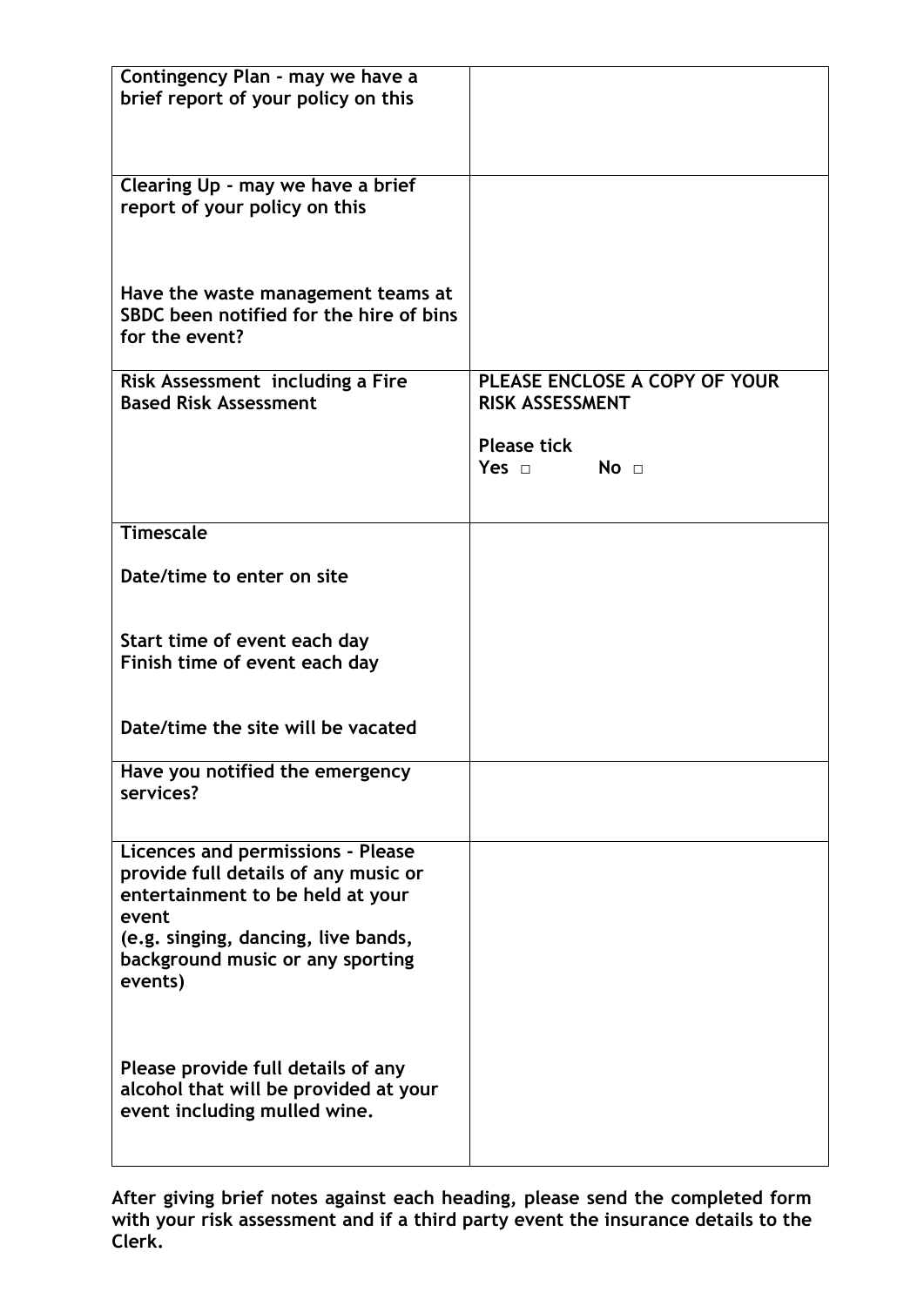| | |
|---|---|
| **Contingency Plan - may we have a brief report of your policy on this** | |
| **Clearing Up - may we have a brief report of your policy on this**<br><br>**Have the waste management teams at SBDC been notified for the hire of bins for the event?** | |
| **Risk Assessment including a Fire Based Risk Assessment** | **PLEASE ENCLOSE A COPY OF YOUR RISK ASSESSMENT**<br><br>**Please tick**<br>**Yes □ No □** |
| **Timescale**<br><br>**Date/time to enter on site**<br><br>**Start time of event each day**<br>**Finish time of event each day**<br><br>**Date/time the site will be vacated** | |
| **Have you notified the emergency services?** | |
| **Licences and permissions - Please provide full details of any music or entertainment to be held at your event**<br>**(e.g. singing, dancing, live bands, background music or any sporting events)**<br><br>**Please provide full details of any alcohol that will be provided at your event including mulled wine.** | |

**After giving brief notes against each heading, please send the completed form with your risk assessment and if a third party event the insurance details to the Clerk.**